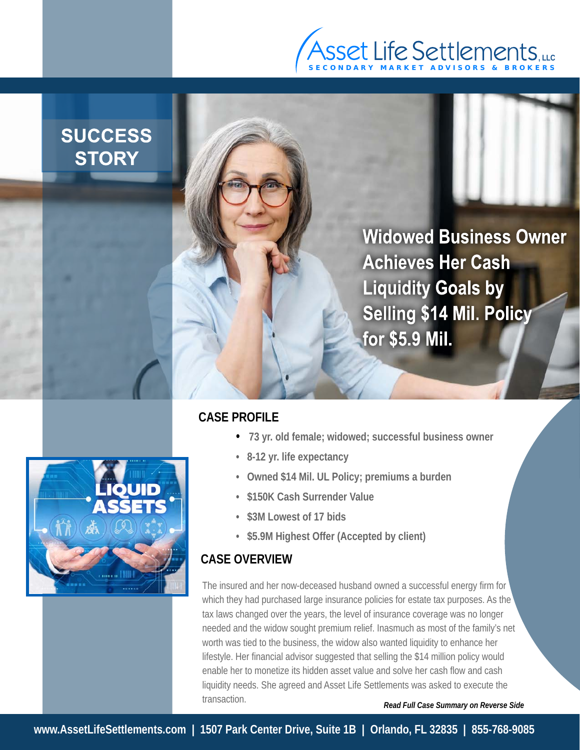Asset Life Settlements, LLC
SECONDARY MARKET ADVISORS & BROKERS

# SUCCESS STORY

## Widowed Business Owner Achieves Her Cash Liquidity Goals by Selling $14 Mil. Policy for $5.9 Mil.

## CASE PROFILE

- 73 yr. old female; widowed; successful business owner
- 8-12 yr. life expectancy
- Owned $14 Mil. UL Policy; premiums a burden
- $150K Cash Surrender Value
- $3M Lowest of 17 bids
- $5.9M Highest Offer (Accepted by client)

## CASE OVERVIEW

The insured and her now-deceased husband owned a successful energy firm for which they had purchased large insurance policies for estate tax purposes. As the tax laws changed over the years, the level of insurance coverage was no longer needed and the widow sought premium relief. Inasmuch as most of the family's net worth was tied to the business, the widow also wanted liquidity to enhance her lifestyle. Her financial advisor suggested that selling the $14 million policy would enable her to monetize its hidden asset value and solve her cash flow and cash liquidity needs. She agreed and Asset Life Settlements was asked to execute the transaction.

***Read Full Case Summary on Reverse Side***

**www.AssetLifeSettlements.com | 1507 Park Center Drive, Suite 1B | Orlando, FL 32835 | 855-768-9085**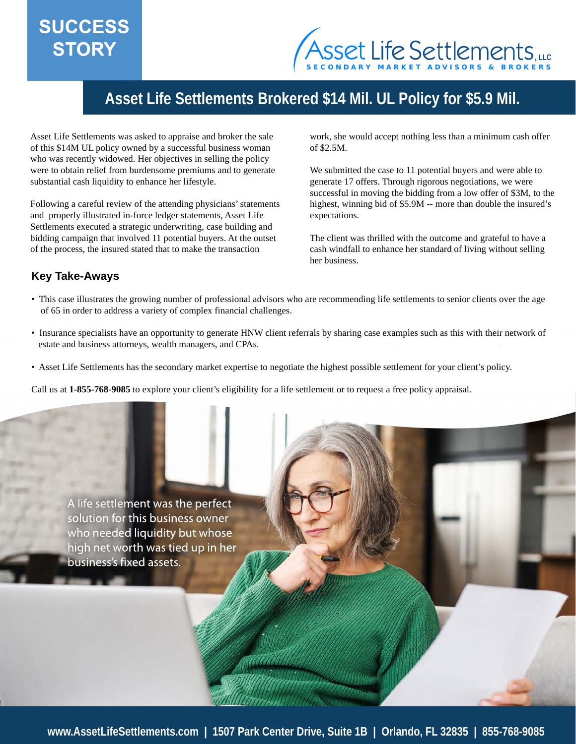SUCCESS STORY

Asset Life Settlements, LLC
SECONDARY MARKET ADVISORS & BROKERS

# Asset Life Settlements Brokered $14 Mil. UL Policy for $5.9 Mil.

Asset Life Settlements was asked to appraise and broker the sale of this $14M UL policy owned by a successful business woman who was recently widowed. Her objectives in selling the policy were to obtain relief from burdensome premiums and to generate substantial cash liquidity to enhance her lifestyle.

Following a careful review of the attending physicians' statements and properly illustrated in-force ledger statements, Asset Life Settlements executed a strategic underwriting, case building and bidding campaign that involved 11 potential buyers. At the outset of the process, the insured stated that to make the transaction work, she would accept nothing less than a minimum cash offer of $2.5M.

We submitted the case to 11 potential buyers and were able to generate 17 offers. Through rigorous negotiations, we were successful in moving the bidding from a low offer of $3M, to the highest, winning bid of $5.9M -- more than double the insured's expectations.

The client was thrilled with the outcome and grateful to have a cash windfall to enhance her standard of living without selling her business.

## Key Take-Aways

- This case illustrates the growing number of professional advisors who are recommending life settlements to senior clients over the age of 65 in order to address a variety of complex financial challenges.
- Insurance specialists have an opportunity to generate HNW client referrals by sharing case examples such as this with their network of estate and business attorneys, wealth managers, and CPAs.
- Asset Life Settlements has the secondary market expertise to negotiate the highest possible settlement for your client's policy.

Call us at **1-855-768-9085** to explore your client's eligibility for a life settlement or to request a free policy appraisal.

A life settlement was the perfect solution for this business owner who needed liquidity but whose high net worth was tied up in her business's fixed assets.

**www.AssetLifeSettlements.com | 1507 Park Center Drive, Suite 1B | Orlando, FL 32835 | 855-768-9085**